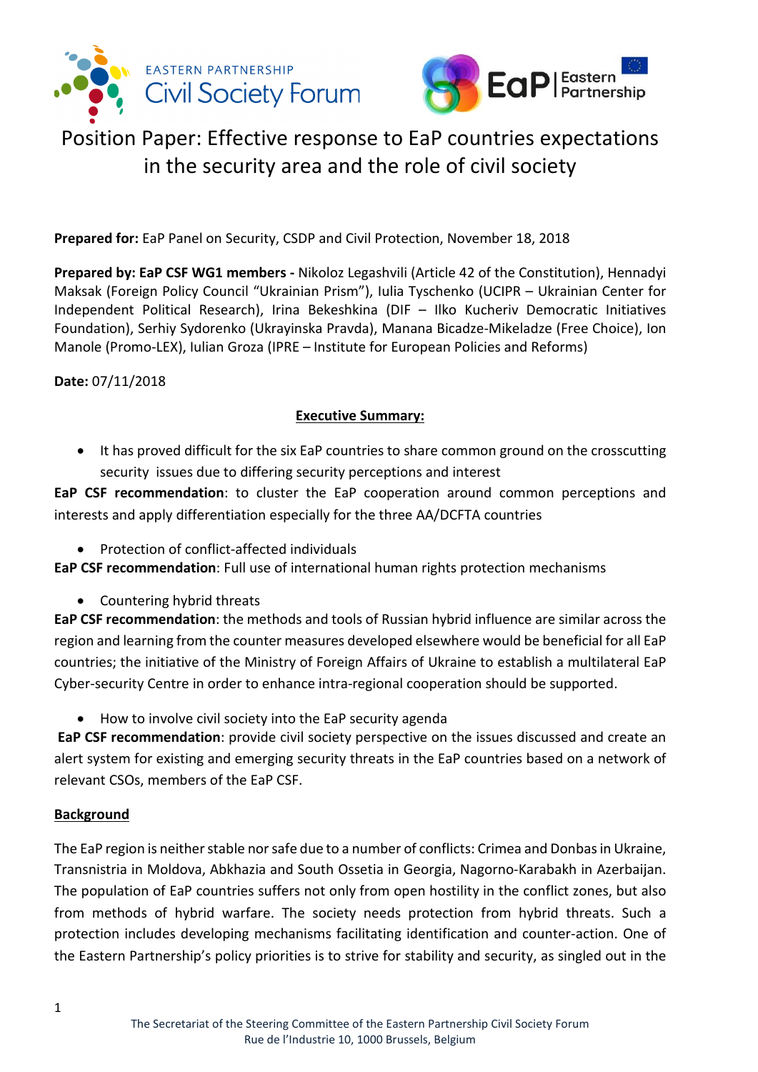# Position Paper: Effective response to EaP countries expectations in the security area and the role of civil society

**Prepared for:** EaP Panel on Security, CSDP and Civil Protection, November 18, 2018

**Prepared by: EaP CSF WG1 members -** Nikoloz Legashvili (Article 42 of the Constitution), Hennadyi Maksak (Foreign Policy Council "Ukrainian Prism"), Iulia Tyschenko (UCIPR – Ukrainian Center for Independent Political Research), Irina Bekeshkina (DIF – Ilko Kucheriv Democratic Initiatives Foundation), Serhiy Sydorenko (Ukrayinska Pravda), Manana Bicadze-Mikeladze (Free Choice), Ion Manole (Promo-LEX), Iulian Groza (IPRE – Institute for European Policies and Reforms)

**Date:** 07/11/2018

## Executive Summary:

- It has proved difficult for the six EaP countries to share common ground on the crosscutting security issues due to differing security perceptions and interest

**EaP CSF recommendation**: to cluster the EaP cooperation around common perceptions and interests and apply differentiation especially for the three AA/DCFTA countries

- Protection of conflict-affected individuals

**EaP CSF recommendation**: Full use of international human rights protection mechanisms

- Countering hybrid threats

**EaP CSF recommendation**: the methods and tools of Russian hybrid influence are similar across the region and learning from the counter measures developed elsewhere would be beneficial for all EaP countries; the initiative of the Ministry of Foreign Affairs of Ukraine to establish a multilateral EaP Cyber-security Centre in order to enhance intra-regional cooperation should be supported.

- How to involve civil society into the EaP security agenda

**EaP CSF recommendation**: provide civil society perspective on the issues discussed and create an alert system for existing and emerging security threats in the EaP countries based on a network of relevant CSOs, members of the EaP CSF.

## Background

The EaP region is neither stable nor safe due to a number of conflicts: Crimea and Donbas in Ukraine, Transnistria in Moldova, Abkhazia and South Ossetia in Georgia, Nagorno-Karabakh in Azerbaijan. The population of EaP countries suffers not only from open hostility in the conflict zones, but also from methods of hybrid warfare. The society needs protection from hybrid threats. Such a protection includes developing mechanisms facilitating identification and counter-action. One of the Eastern Partnership's policy priorities is to strive for stability and security, as singled out in the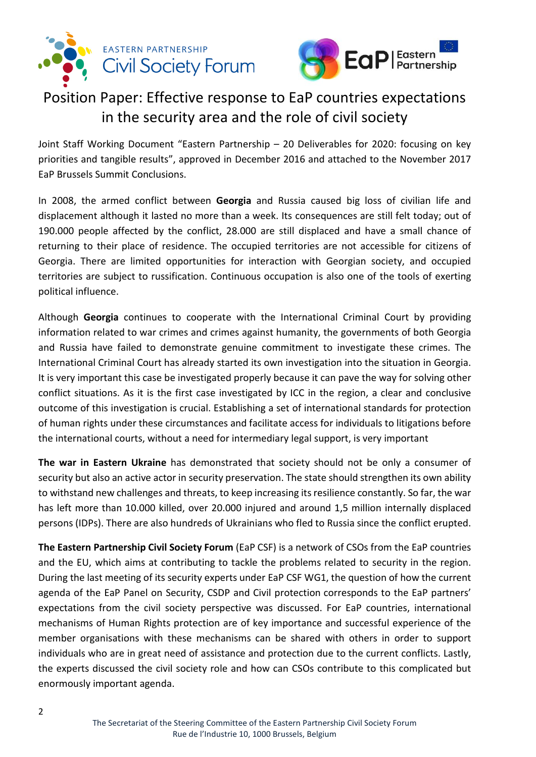# Position Paper: Effective response to EaP countries expectations in the security area and the role of civil society

Joint Staff Working Document "Eastern Partnership – 20 Deliverables for 2020: focusing on key priorities and tangible results", approved in December 2016 and attached to the November 2017 EaP Brussels Summit Conclusions.

In 2008, the armed conflict between **Georgia** and Russia caused big loss of civilian life and displacement although it lasted no more than a week. Its consequences are still felt today; out of 190.000 people affected by the conflict, 28.000 are still displaced and have a small chance of returning to their place of residence. The occupied territories are not accessible for citizens of Georgia. There are limited opportunities for interaction with Georgian society, and occupied territories are subject to russification. Continuous occupation is also one of the tools of exerting political influence.

Although **Georgia** continues to cooperate with the International Criminal Court by providing information related to war crimes and crimes against humanity, the governments of both Georgia and Russia have failed to demonstrate genuine commitment to investigate these crimes. The International Criminal Court has already started its own investigation into the situation in Georgia. It is very important this case be investigated properly because it can pave the way for solving other conflict situations. As it is the first case investigated by ICC in the region, a clear and conclusive outcome of this investigation is crucial. Establishing a set of international standards for protection of human rights under these circumstances and facilitate access for individuals to litigations before the international courts, without a need for intermediary legal support, is very important

**The war in Eastern Ukraine** has demonstrated that society should not be only a consumer of security but also an active actor in security preservation. The state should strengthen its own ability to withstand new challenges and threats, to keep increasing its resilience constantly. So far, the war has left more than 10.000 killed, over 20.000 injured and around 1,5 million internally displaced persons (IDPs). There are also hundreds of Ukrainians who fled to Russia since the conflict erupted.

**The Eastern Partnership Civil Society Forum** (EaP CSF) is a network of CSOs from the EaP countries and the EU, which aims at contributing to tackle the problems related to security in the region. During the last meeting of its security experts under EaP CSF WG1, the question of how the current agenda of the EaP Panel on Security, CSDP and Civil protection corresponds to the EaP partners' expectations from the civil society perspective was discussed. For EaP countries, international mechanisms of Human Rights protection are of key importance and successful experience of the member organisations with these mechanisms can be shared with others in order to support individuals who are in great need of assistance and protection due to the current conflicts. Lastly, the experts discussed the civil society role and how can CSOs contribute to this complicated but enormously important agenda.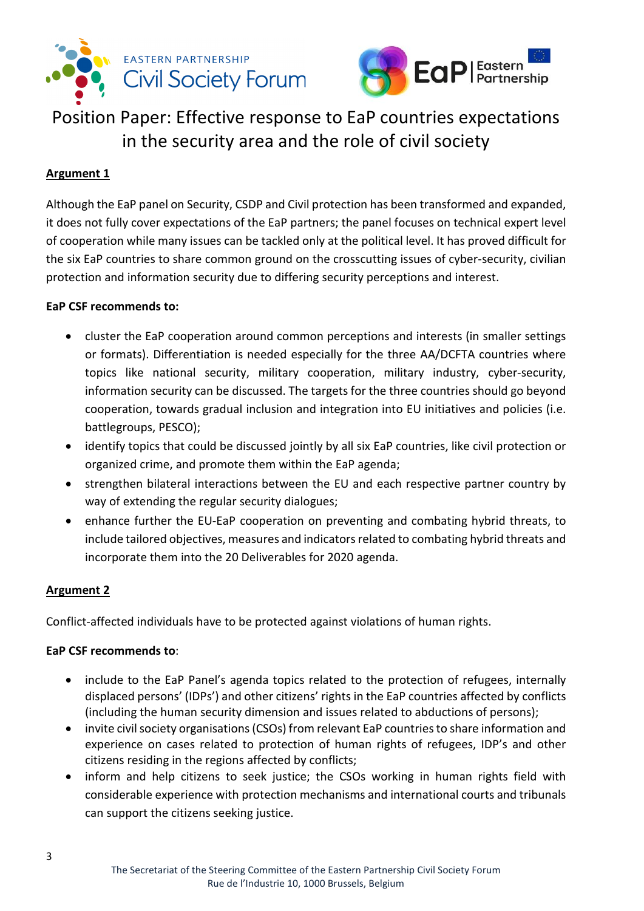# Position Paper: Effective response to EaP countries expectations in the security area and the role of civil society

**Argument 1**

Although the EaP panel on Security, CSDP and Civil protection has been transformed and expanded, it does not fully cover expectations of the EaP partners; the panel focuses on technical expert level of cooperation while many issues can be tackled only at the political level. It has proved difficult for the six EaP countries to share common ground on the crosscutting issues of cyber-security, civilian protection and information security due to differing security perceptions and interest.

**EaP CSF recommends to:**

- cluster the EaP cooperation around common perceptions and interests (in smaller settings or formats). Differentiation is needed especially for the three AA/DCFTA countries where topics like national security, military cooperation, military industry, cyber-security, information security can be discussed. The targets for the three countries should go beyond cooperation, towards gradual inclusion and integration into EU initiatives and policies (i.e. battlegroups, PESCO);
- identify topics that could be discussed jointly by all six EaP countries, like civil protection or organized crime, and promote them within the EaP agenda;
- strengthen bilateral interactions between the EU and each respective partner country by way of extending the regular security dialogues;
- enhance further the EU-EaP cooperation on preventing and combating hybrid threats, to include tailored objectives, measures and indicators related to combating hybrid threats and incorporate them into the 20 Deliverables for 2020 agenda.

**Argument 2**

Conflict-affected individuals have to be protected against violations of human rights.

**EaP CSF recommends to**:

- include to the EaP Panel's agenda topics related to the protection of refugees, internally displaced persons' (IDPs') and other citizens' rights in the EaP countries affected by conflicts (including the human security dimension and issues related to abductions of persons);
- invite civil society organisations (CSOs) from relevant EaP countries to share information and experience on cases related to protection of human rights of refugees, IDP's and other citizens residing in the regions affected by conflicts;
- inform and help citizens to seek justice; the CSOs working in human rights field with considerable experience with protection mechanisms and international courts and tribunals can support the citizens seeking justice.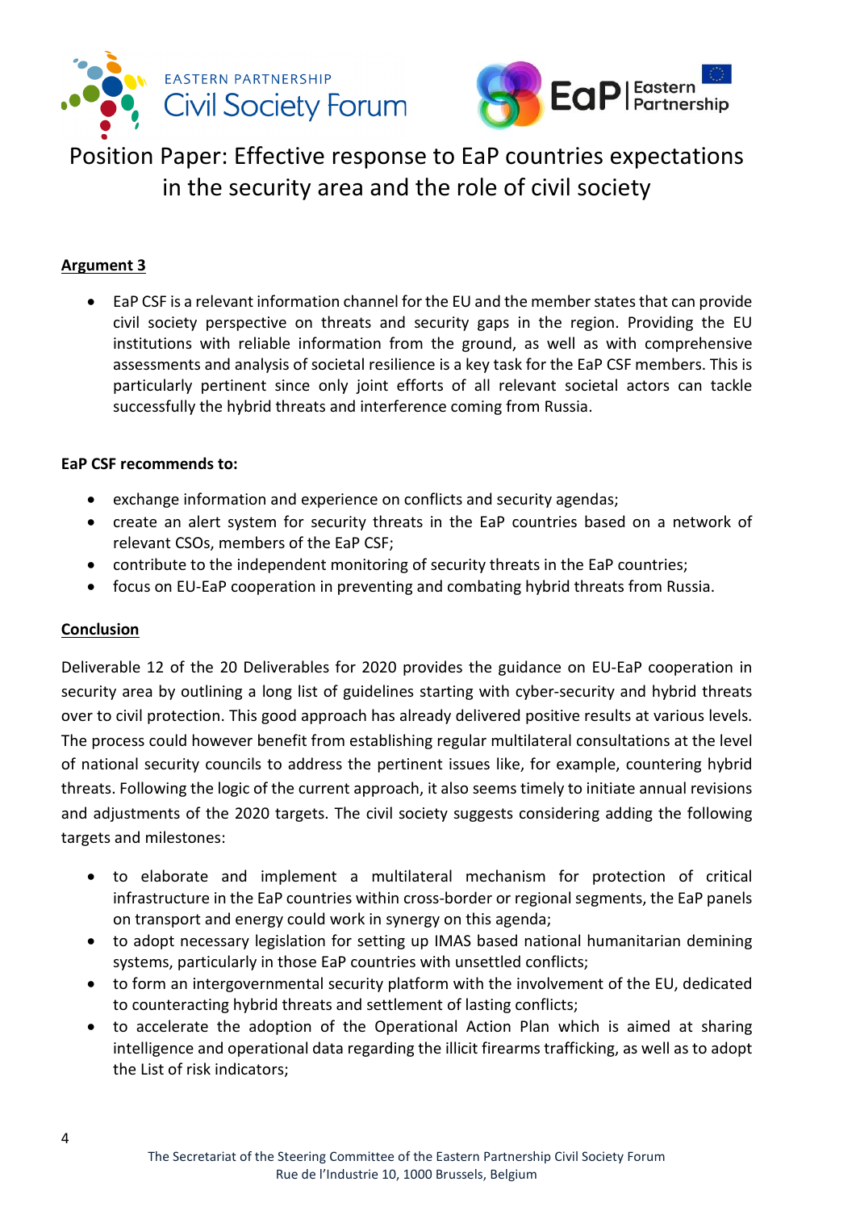Position Paper: Effective response to EaP countries expectations in the security area and the role of civil society

**Argument 3**

- EaP CSF is a relevant information channel for the EU and the member states that can provide civil society perspective on threats and security gaps in the region. Providing the EU institutions with reliable information from the ground, as well as with comprehensive assessments and analysis of societal resilience is a key task for the EaP CSF members. This is particularly pertinent since only joint efforts of all relevant societal actors can tackle successfully the hybrid threats and interference coming from Russia.

**EaP CSF recommends to:**

- exchange information and experience on conflicts and security agendas;
- create an alert system for security threats in the EaP countries based on a network of relevant CSOs, members of the EaP CSF;
- contribute to the independent monitoring of security threats in the EaP countries;
- focus on EU-EaP cooperation in preventing and combating hybrid threats from Russia.

**Conclusion**

Deliverable 12 of the 20 Deliverables for 2020 provides the guidance on EU-EaP cooperation in security area by outlining a long list of guidelines starting with cyber-security and hybrid threats over to civil protection. This good approach has already delivered positive results at various levels. The process could however benefit from establishing regular multilateral consultations at the level of national security councils to address the pertinent issues like, for example, countering hybrid threats. Following the logic of the current approach, it also seems timely to initiate annual revisions and adjustments of the 2020 targets. The civil society suggests considering adding the following targets and milestones:

- to elaborate and implement a multilateral mechanism for protection of critical infrastructure in the EaP countries within cross-border or regional segments, the EaP panels on transport and energy could work in synergy on this agenda;
- to adopt necessary legislation for setting up IMAS based national humanitarian demining systems, particularly in those EaP countries with unsettled conflicts;
- to form an intergovernmental security platform with the involvement of the EU, dedicated to counteracting hybrid threats and settlement of lasting conflicts;
- to accelerate the adoption of the Operational Action Plan which is aimed at sharing intelligence and operational data regarding the illicit firearms trafficking, as well as to adopt the List of risk indicators;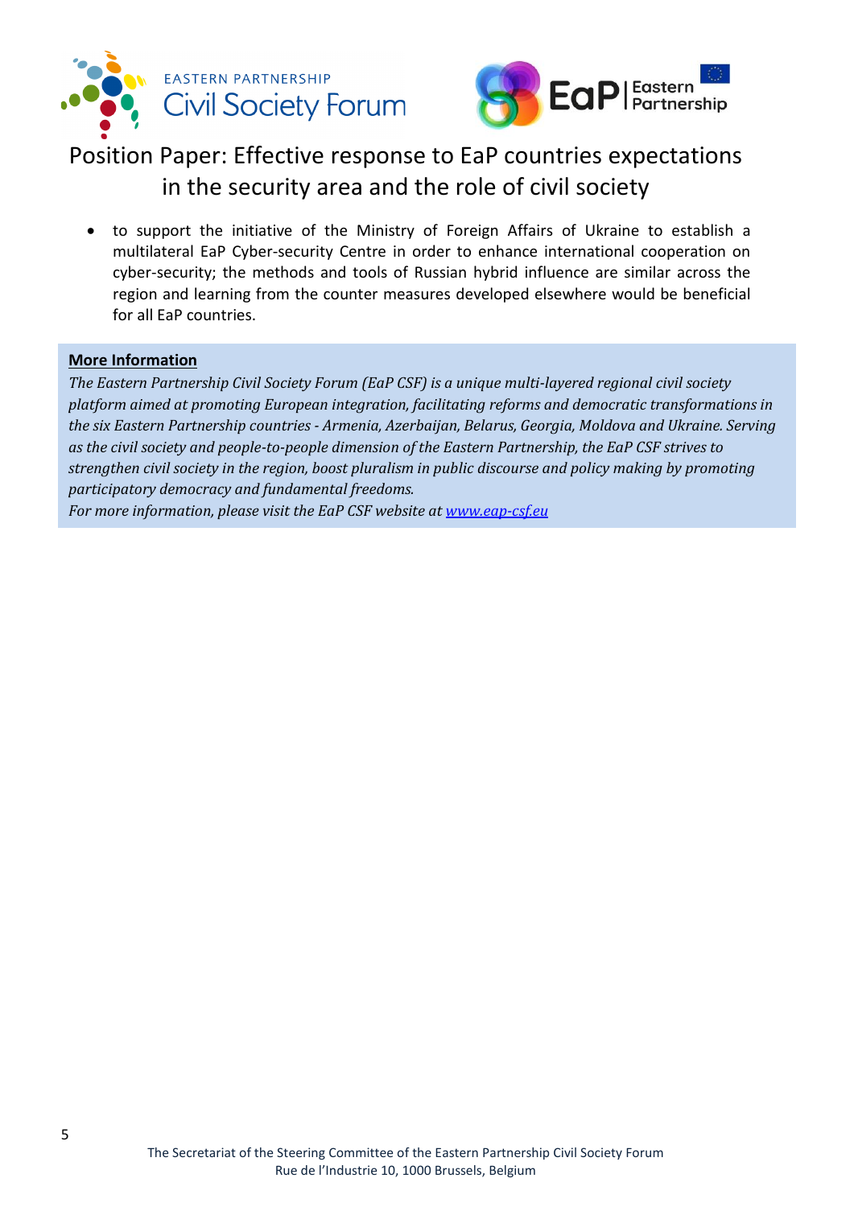- to support the initiative of the Ministry of Foreign Affairs of Ukraine to establish a multilateral EaP Cyber-security Centre in order to enhance international cooperation on cyber-security; the methods and tools of Russian hybrid influence are similar across the region and learning from the counter measures developed elsewhere would be beneficial for all EaP countries.

**More Information**

*The Eastern Partnership Civil Society Forum (EaP CSF) is a unique multi-layered regional civil society platform aimed at promoting European integration, facilitating reforms and democratic transformations in the six Eastern Partnership countries - Armenia, Azerbaijan, Belarus, Georgia, Moldova and Ukraine. Serving as the civil society and people-to-people dimension of the Eastern Partnership, the EaP CSF strives to strengthen civil society in the region, boost pluralism in public discourse and policy making by promoting participatory democracy and fundamental freedoms.*

*For more information, please visit the EaP CSF website at [www.eap-csf.eu](http://www.eap-csf.eu)*